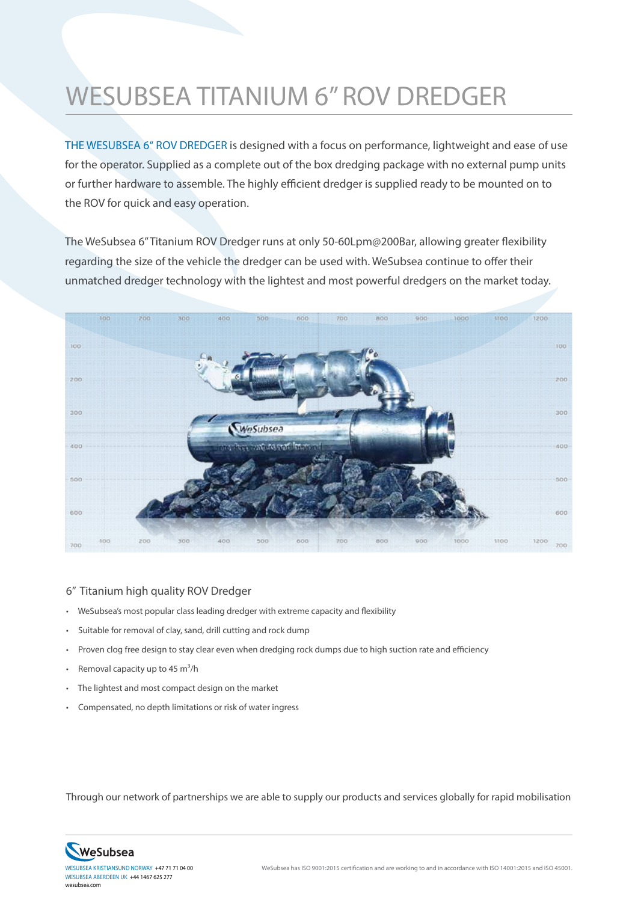# WESUBSEA TITANIUM 6" ROV DREDGER

THE WESUBSEA 6" ROV DREDGER is designed with a focus on performance, lightweight and ease of use for the operator. Supplied as a complete out of the box dredging package with no external pump units or further hardware to assemble. The highly efficient dredger is supplied ready to be mounted on to the ROV for quick and easy operation.

The WeSubsea 6" Titanium ROV Dredger runs at only 50-60Lpm@200Bar, allowing greater flexibility regarding the size of the vehicle the dredger can be used with. WeSubsea continue to offer their unmatched dredger technology with the lightest and most powerful dredgers on the market today.

## 6" Titanium high quality ROV Dredger

- WeSubsea's most popular class leading dredger with extreme capacity and flexibility
- Suitable for removal of clay, sand, drill cutting and rock dump
- Proven clog free design to stay clear even when dredging rock dumps due to high suction rate and efficiency
- Removal capacity up to 45 $m^3$/h
- The lightest and most compact design on the market
- Compensated, no depth limitations or risk of water ingress

Through our network of partnerships we are able to supply our products and services globally for rapid mobilisation

WeSubsea

WESUBSEA KRISTIANSUND NORWAY +47 71 71 04 00
WESUBSEA ABERDEEN UK +44 1467 625 277
wesubsea.com

WeSubsea has ISO 9001:2015 certification and are working to and in accordance with ISO 14001:2015 and ISO 45001.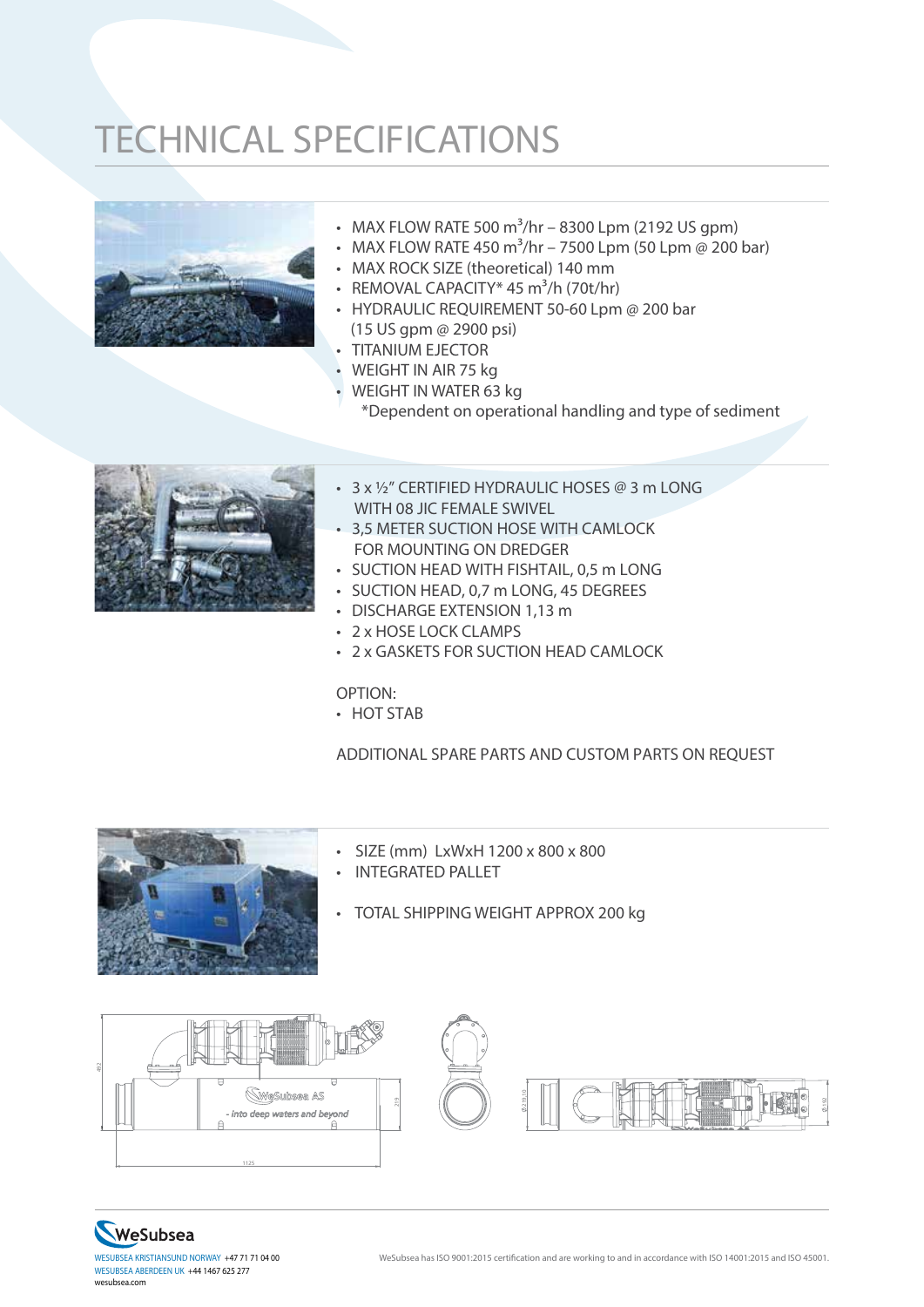# TECHNICAL SPECIFICATIONS

- MAX FLOW RATE 500 $m^3$/hr – 8300 Lpm (2192 US gpm)
- MAX FLOW RATE 450 $m^3$/hr – 7500 Lpm (50 Lpm @ 200 bar)
- MAX ROCK SIZE (theoretical) 140 mm
- REMOVAL CAPACITY* 45 $m^3$/h (70t/hr)
- HYDRAULIC REQUIREMENT 50-60 Lpm @ 200 bar (15 US gpm @ 2900 psi)
- TITANIUM EJECTOR
- WEIGHT IN AIR 75 kg
- WEIGHT IN WATER 63 kg

*Dependent on operational handling and type of sediment

- 3 x ½" CERTIFIED HYDRAULIC HOSES @ 3 m LONG WITH 08 JIC FEMALE SWIVEL
- 3,5 METER SUCTION HOSE WITH CAMLOCK FOR MOUNTING ON DREDGER
- SUCTION HEAD WITH FISHTAIL, 0,5 m LONG
- SUCTION HEAD, 0,7 m LONG, 45 DEGREES
- DISCHARGE EXTENSION 1,13 m
- 2 x HOSE LOCK CLAMPS
- 2 x GASKETS FOR SUCTION HEAD CAMLOCK

OPTION:

- HOT STAB

ADDITIONAL SPARE PARTS AND CUSTOM PARTS ON REQUEST

- SIZE (mm) LxWxH 1200 x 800 x 800
- INTEGRATED PALLET
- TOTAL SHIPPING WEIGHT APPROX 200 kg

WeSubsea AS

- into deep waters and beyond

1125

WeSubsea

WESUBSEA KRISTIANSUND NORWAY +47 71 71 04 00
WESUBSEA ABERDEEN UK +44 1467 625 277
wesubsea.com

WeSubsea has ISO 9001:2015 certification and are working to and in accordance with ISO 14001:2015 and ISO 45001.